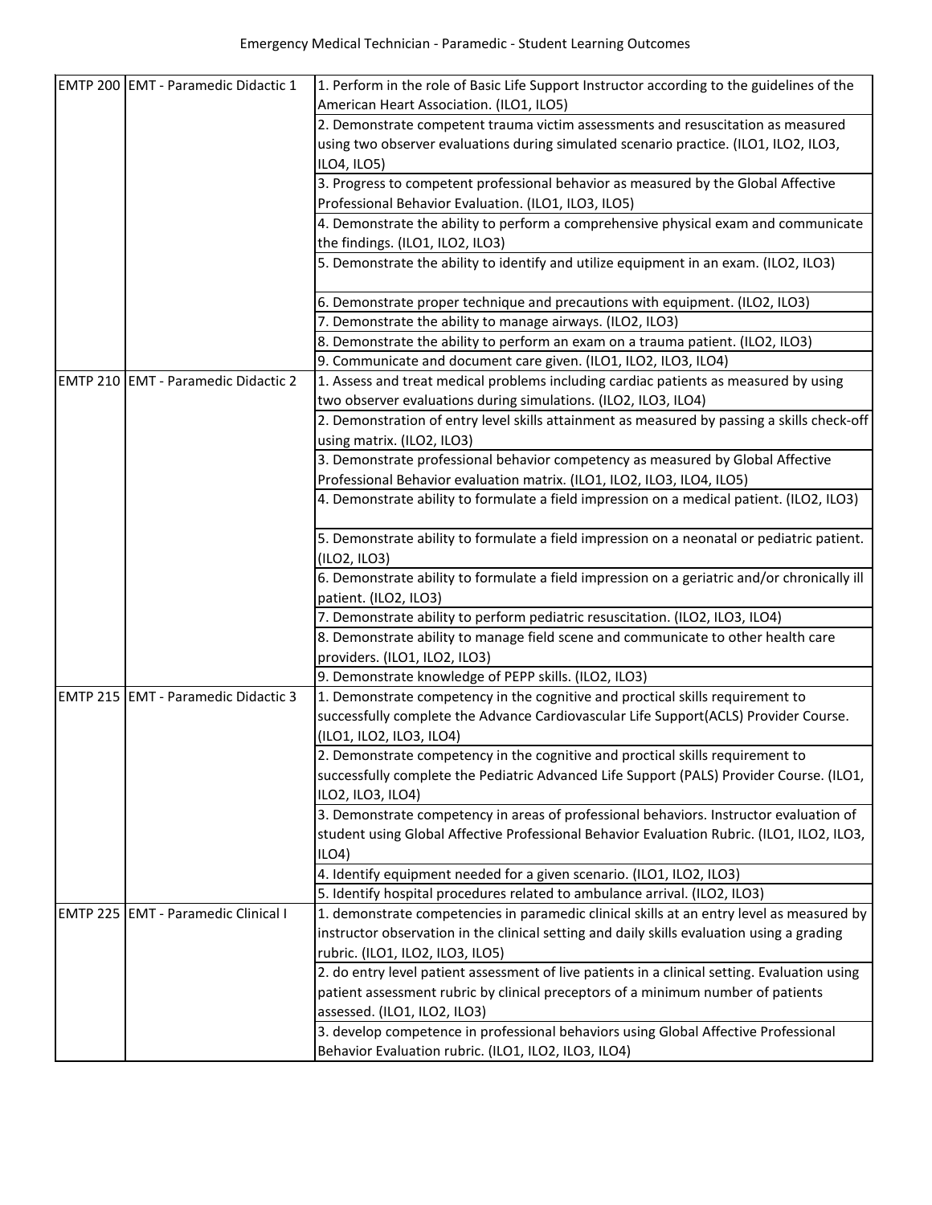# Emergency Medical Technician - Paramedic - Student Learning Outcomes

| | | |
|---|---|---|
| EMTP 200 | EMT - Paramedic Didactic 1 | 1. Perform in the role of Basic Life Support Instructor according to the guidelines of the American Heart Association. (ILO1, ILO5) |
| | | 2. Demonstrate competent trauma victim assessments and resuscitation as measured using two observer evaluations during simulated scenario practice. (ILO1, ILO2, ILO3, ILO4, ILO5) |
| | | 3. Progress to competent professional behavior as measured by the Global Affective Professional Behavior Evaluation. (ILO1, ILO3, ILO5) |
| | | 4. Demonstrate the ability to perform a comprehensive physical exam and communicate the findings. (ILO1, ILO2, ILO3) |
| | | 5. Demonstrate the ability to identify and utilize equipment in an exam. (ILO2, ILO3) |
| | | 6. Demonstrate proper technique and precautions with equipment. (ILO2, ILO3) |
| | | 7. Demonstrate the ability to manage airways. (ILO2, ILO3) |
| | | 8. Demonstrate the ability to perform an exam on a trauma patient. (ILO2, ILO3) |
| | | 9. Communicate and document care given. (ILO1, ILO2, ILO3, ILO4) |
| EMTP 210 | EMT - Paramedic Didactic 2 | 1. Assess and treat medical problems including cardiac patients as measured by using two observer evaluations during simulations. (ILO2, ILO3, ILO4) |
| | | 2. Demonstration of entry level skills attainment as measured by passing a skills check-off using matrix. (ILO2, ILO3) |
| | | 3. Demonstrate professional behavior competency as measured by Global Affective Professional Behavior evaluation matrix. (ILO1, ILO2, ILO3, ILO4, ILO5) |
| | | 4. Demonstrate ability to formulate a field impression on a medical patient. (ILO2, ILO3) |
| | | 5. Demonstrate ability to formulate a field impression on a neonatal or pediatric patient. (ILO2, ILO3) |
| | | 6. Demonstrate ability to formulate a field impression on a geriatric and/or chronically ill patient. (ILO2, ILO3) |
| | | 7. Demonstrate ability to perform pediatric resuscitation. (ILO2, ILO3, ILO4) |
| | | 8. Demonstrate ability to manage field scene and communicate to other health care providers. (ILO1, ILO2, ILO3) |
| | | 9. Demonstrate knowledge of PEPP skills. (ILO2, ILO3) |
| EMTP 215 | EMT - Paramedic Didactic 3 | 1. Demonstrate competency in the cognitive and proctical skills requirement to successfully complete the Advance Cardiovascular Life Support(ACLS) Provider Course. (ILO1, ILO2, ILO3, ILO4) |
| | | 2. Demonstrate competency in the cognitive and proctical skills requirement to successfully complete the Pediatric Advanced Life Support (PALS) Provider Course. (ILO1, ILO2, ILO3, ILO4) |
| | | 3. Demonstrate competency in areas of professional behaviors. Instructor evaluation of student using Global Affective Professional Behavior Evaluation Rubric. (ILO1, ILO2, ILO3, ILO4) |
| | | 4. Identify equipment needed for a given scenario. (ILO1, ILO2, ILO3) |
| | | 5. Identify hospital procedures related to ambulance arrival. (ILO2, ILO3) |
| EMTP 225 | EMT - Paramedic Clinical I | 1. demonstrate competencies in paramedic clinical skills at an entry level as measured by instructor observation in the clinical setting and daily skills evaluation using a grading rubric. (ILO1, ILO2, ILO3, ILO5) |
| | | 2. do entry level patient assessment of live patients in a clinical setting. Evaluation using patient assessment rubric by clinical preceptors of a minimum number of patients assessed. (ILO1, ILO2, ILO3) |
| | | 3. develop competence in professional behaviors using Global Affective Professional Behavior Evaluation rubric. (ILO1, ILO2, ILO3, ILO4) |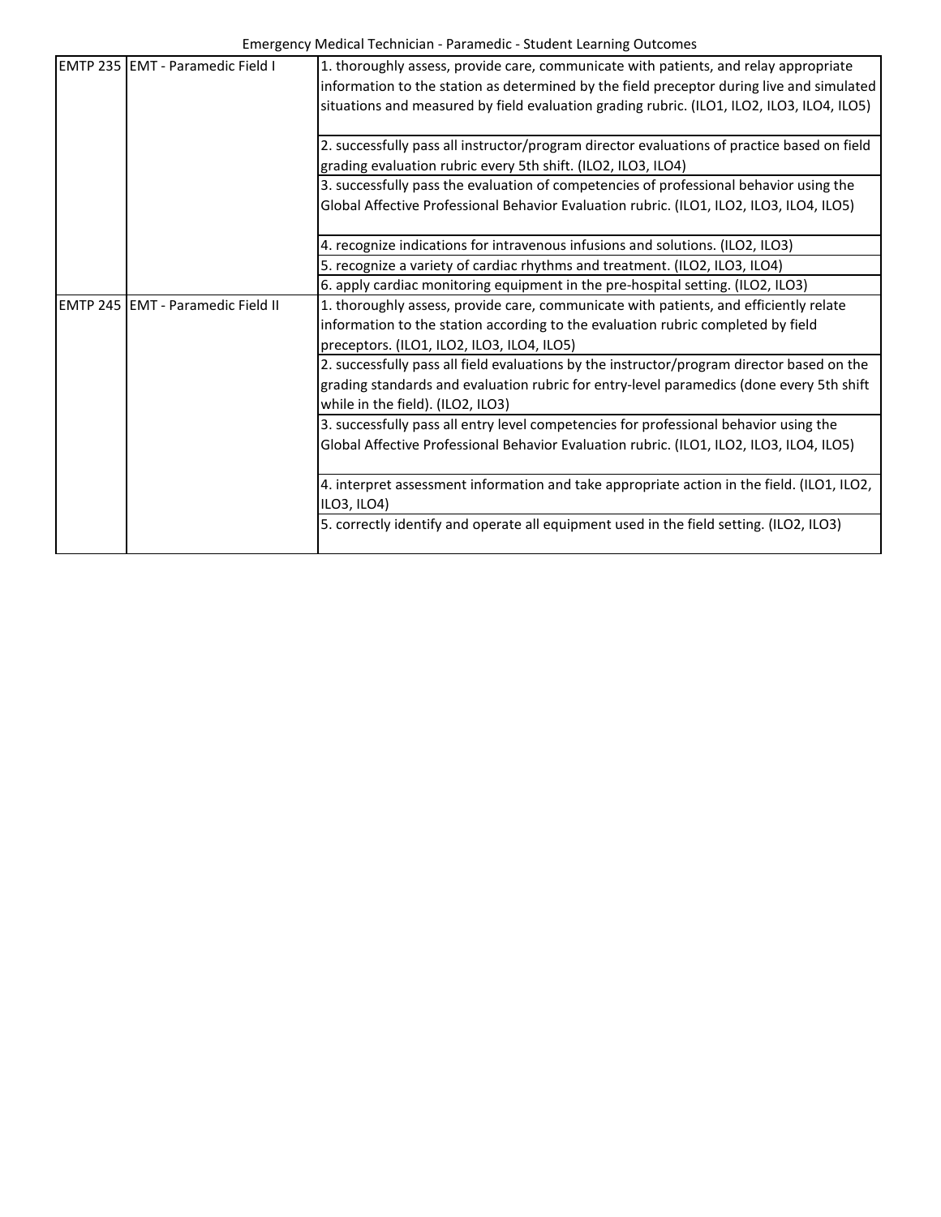| | | |
|---|---|---|
| EMTP 235 | EMT - Paramedic Field I | 1. thoroughly assess, provide care, communicate with patients, and relay appropriate information to the station as determined by the field preceptor during live and simulated situations and measured by field evaluation grading rubric. (ILO1, ILO2, ILO3, ILO4, ILO5) |
| | | 2. successfully pass all instructor/program director evaluations of practice based on field grading evaluation rubric every 5th shift. (ILO2, ILO3, ILO4) |
| | | 3. successfully pass the evaluation of competencies of professional behavior using the Global Affective Professional Behavior Evaluation rubric. (ILO1, ILO2, ILO3, ILO4, ILO5) |
| | | 4. recognize indications for intravenous infusions and solutions. (ILO2, ILO3) |
| | | 5. recognize a variety of cardiac rhythms and treatment. (ILO2, ILO3, ILO4) |
| | | 6. apply cardiac monitoring equipment in the pre-hospital setting. (ILO2, ILO3) |
| EMTP 245 | EMT - Paramedic Field II | 1. thoroughly assess, provide care, communicate with patients, and efficiently relate information to the station according to the evaluation rubric completed by field preceptors. (ILO1, ILO2, ILO3, ILO4, ILO5) |
| | | 2. successfully pass all field evaluations by the instructor/program director based on the grading standards and evaluation rubric for entry-level paramedics (done every 5th shift while in the field). (ILO2, ILO3) |
| | | 3. successfully pass all entry level competencies for professional behavior using the Global Affective Professional Behavior Evaluation rubric. (ILO1, ILO2, ILO3, ILO4, ILO5) |
| | | 4. interpret assessment information and take appropriate action in the field. (ILO1, ILO2, ILO3, ILO4) |
| | | 5. correctly identify and operate all equipment used in the field setting. (ILO2, ILO3) |